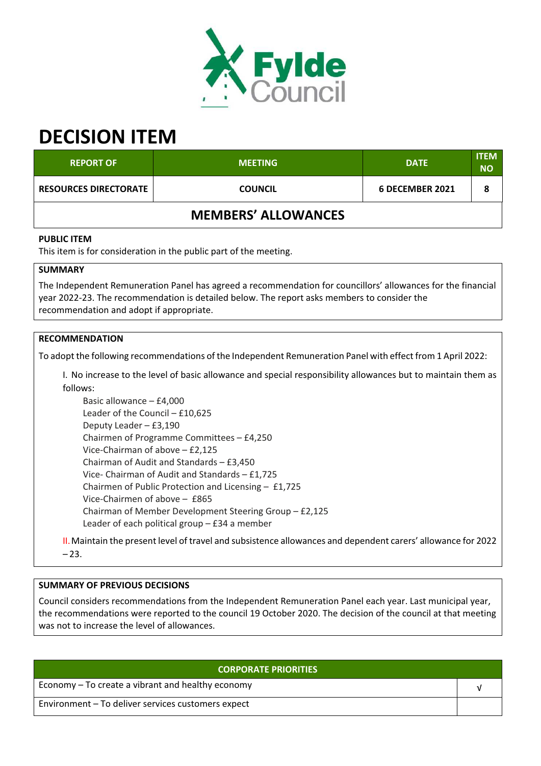# DECISION ITEM

| REPORT OF | MEETING | DATE | ITEM NO |
|---|---|---|---|
| RESOURCES DIRECTORATE | COUNCIL | 6 DECEMBER 2021 | 8 |

## MEMBERS' ALLOWANCES

**PUBLIC ITEM**

This item is for consideration in the public part of the meeting.

**SUMMARY**

The Independent Remuneration Panel has agreed a recommendation for councillors' allowances for the financial year 2022-23. The recommendation is detailed below. The report asks members to consider the recommendation and adopt if appropriate.

**RECOMMENDATION**

To adopt the following recommendations of the Independent Remuneration Panel with effect from 1 April 2022:

I. No increase to the level of basic allowance and special responsibility allowances but to maintain them as follows:

- Basic allowance – £4,000
- Leader of the Council – £10,625
- Deputy Leader – £3,190
- Chairmen of Programme Committees – £4,250
- Vice-Chairman of above – £2,125
- Chairman of Audit and Standards – £3,450
- Vice- Chairman of Audit and Standards – £1,725
- Chairmen of Public Protection and Licensing – £1,725
- Vice-Chairmen of above – £865
- Chairman of Member Development Steering Group – £2,125
- Leader of each political group – £34 a member

II. Maintain the present level of travel and subsistence allowances and dependent carers' allowance for 2022 – 23.

**SUMMARY OF PREVIOUS DECISIONS**

Council considers recommendations from the Independent Remuneration Panel each year. Last municipal year, the recommendations were reported to the council 19 October 2020. The decision of the council at that meeting was not to increase the level of allowances.

| CORPORATE PRIORITIES | |
|---|---|
| Economy – To create a vibrant and healthy economy | √ |
| Environment – To deliver services customers expect | |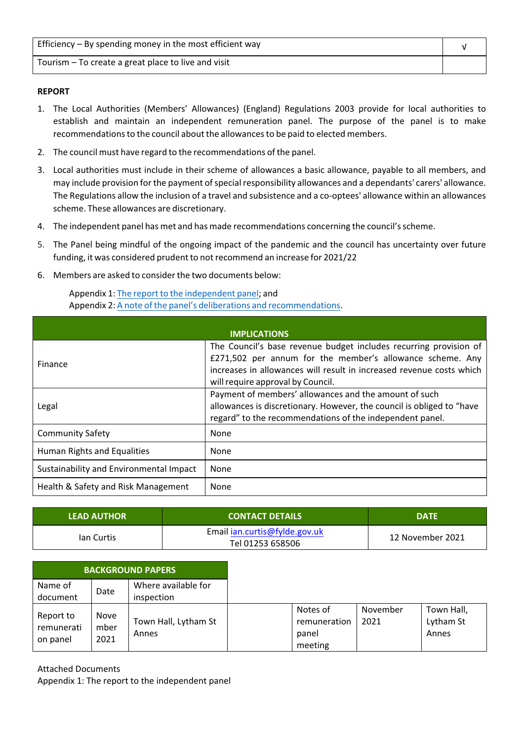| | |
|---|---|
| Efficiency – By spending money in the most efficient way | √ |
| Tourism – To create a great place to live and visit | |

**REPORT**

1. The Local Authorities (Members' Allowances) (England) Regulations 2003 provide for local authorities to establish and maintain an independent remuneration panel. The purpose of the panel is to make recommendations to the council about the allowances to be paid to elected members.
2. The council must have regard to the recommendations of the panel.
3. Local authorities must include in their scheme of allowances a basic allowance, payable to all members, and may include provision for the payment of special responsibility allowances and a dependants' carers' allowance. The Regulations allow the inclusion of a travel and subsistence and a co-optees' allowance within an allowances scheme. These allowances are discretionary.
4. The independent panel has met and has made recommendations concerning the council's scheme.
5. The Panel being mindful of the ongoing impact of the pandemic and the council has uncertainty over future funding, it was considered prudent to not recommend an increase for 2021/22
6. Members are asked to consider the two documents below:

   Appendix 1: The report to the independent panel; and
   Appendix 2: A note of the panel's deliberations and recommendations.

| IMPLICATIONS | |
|---|---|
| Finance | The Council's base revenue budget includes recurring provision of £271,502 per annum for the member's allowance scheme. Any increases in allowances will result in increased revenue costs which will require approval by Council. |
| Legal | Payment of members' allowances and the amount of such allowances is discretionary. However, the council is obliged to "have regard" to the recommendations of the independent panel. |
| Community Safety | None |
| Human Rights and Equalities | None |
| Sustainability and Environmental Impact | None |
| Health & Safety and Risk Management | None |

| LEAD AUTHOR | CONTACT DETAILS | DATE |
|---|---|---|
| Ian Curtis | Email ian.curtis@fylde.gov.uk Tel 01253 658506 | 12 November 2021 |

| BACKGROUND PAPERS | | |
|---|---|---|
| Name of document | Date | Where available for inspection |
| Report to remuneration panel | November 2021 | Town Hall, Lytham St Annes |
| Notes of remuneration panel meeting | November 2021 | Town Hall, Lytham St Annes |

Attached Documents
Appendix 1: The report to the independent panel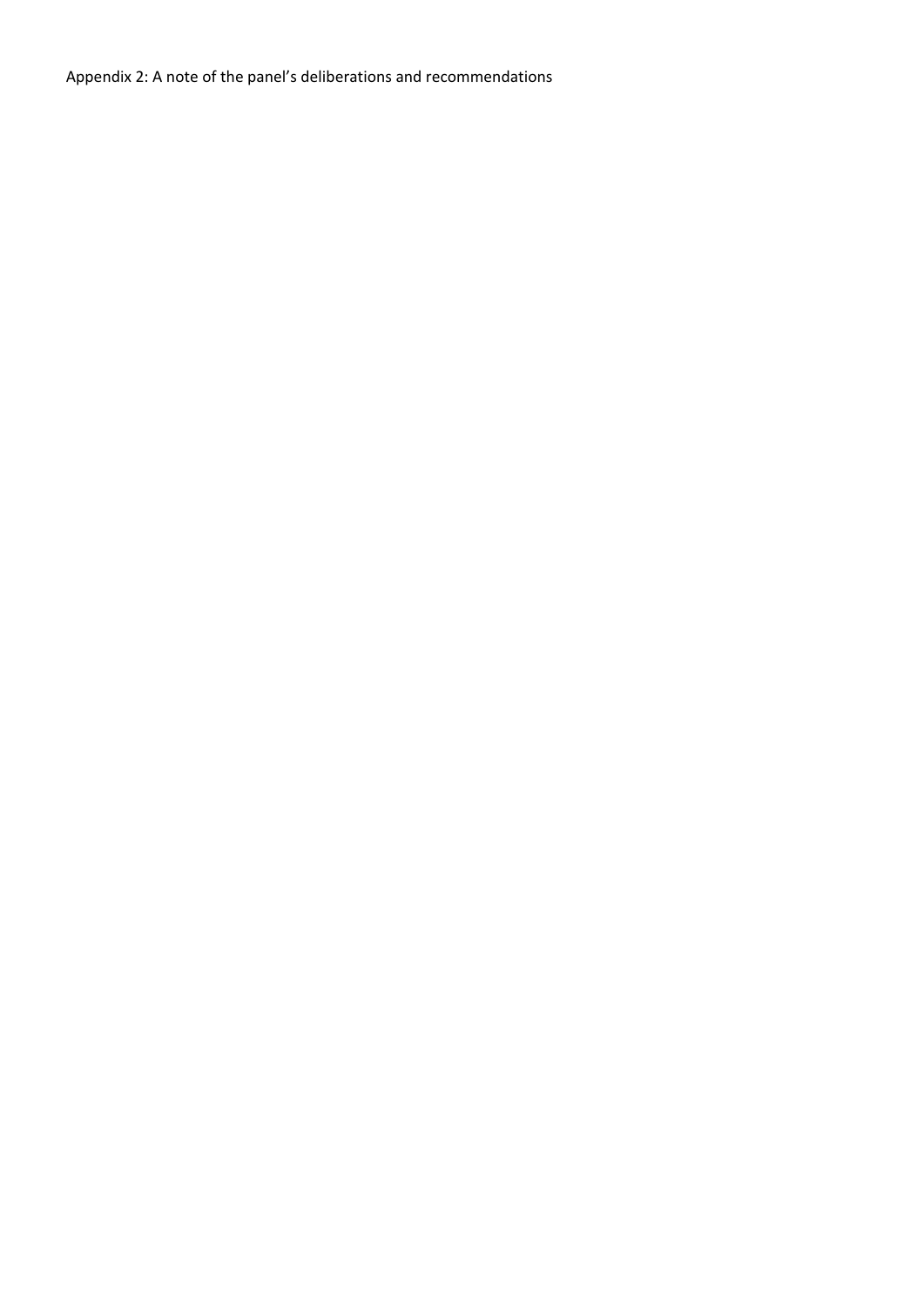Appendix 2: A note of the panel's deliberations and recommendations